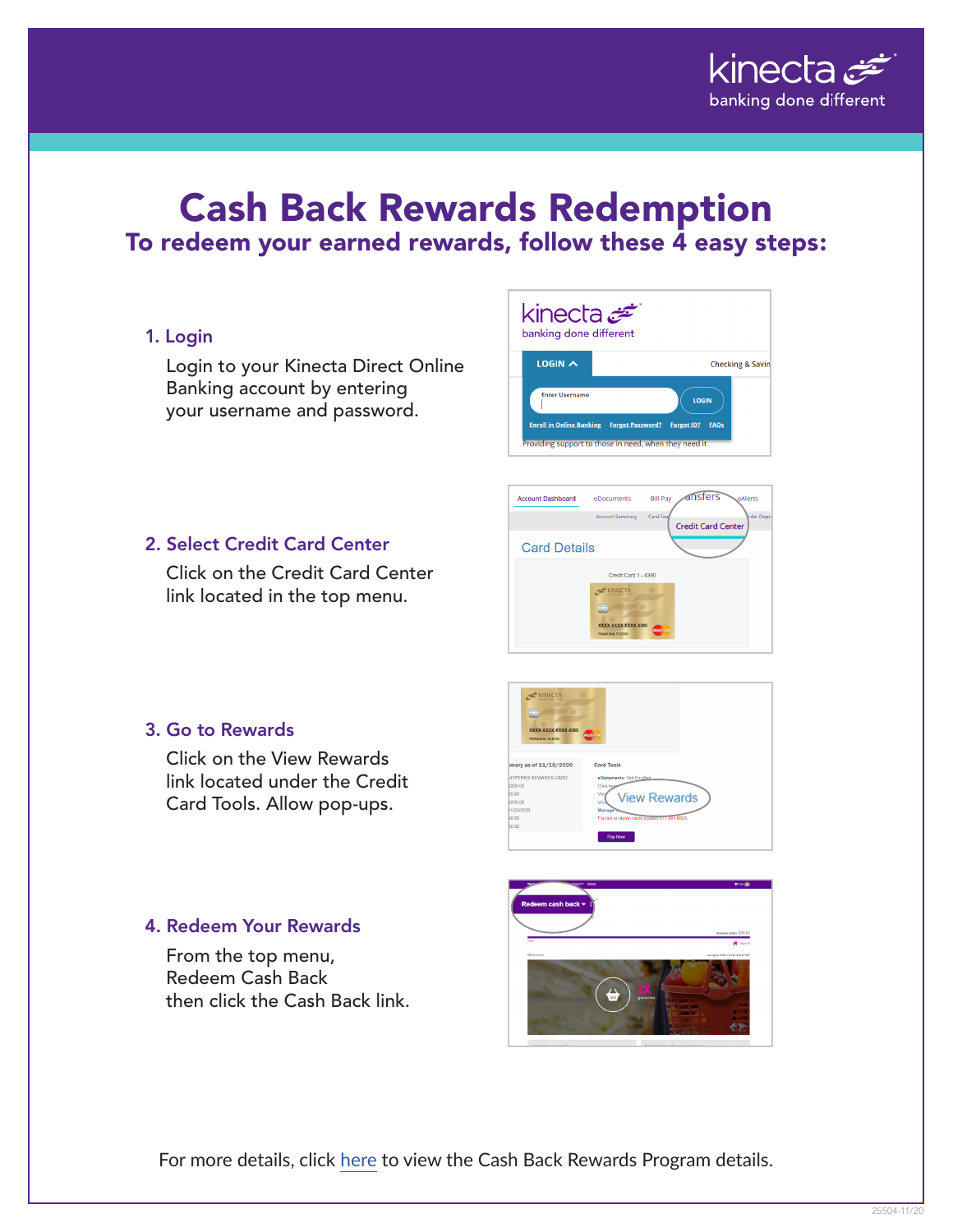# Cash Back Rewards Redemption

## To redeem your earned rewards, follow these 4 easy steps:

### 1. Login

Login to your Kinecta Direct Online Banking account by entering your username and password.

### 2. Select Credit Card Center

Click on the Credit Card Center link located in the top menu.

### 3. Go to Rewards

Click on the View Rewards link located under the Credit Card Tools. Allow pop-ups.

### 4. Redeem Your Rewards

From the top menu, Redeem Cash Back then click the Cash Back link.

For more details, click here to view the Cash Back Rewards Program details.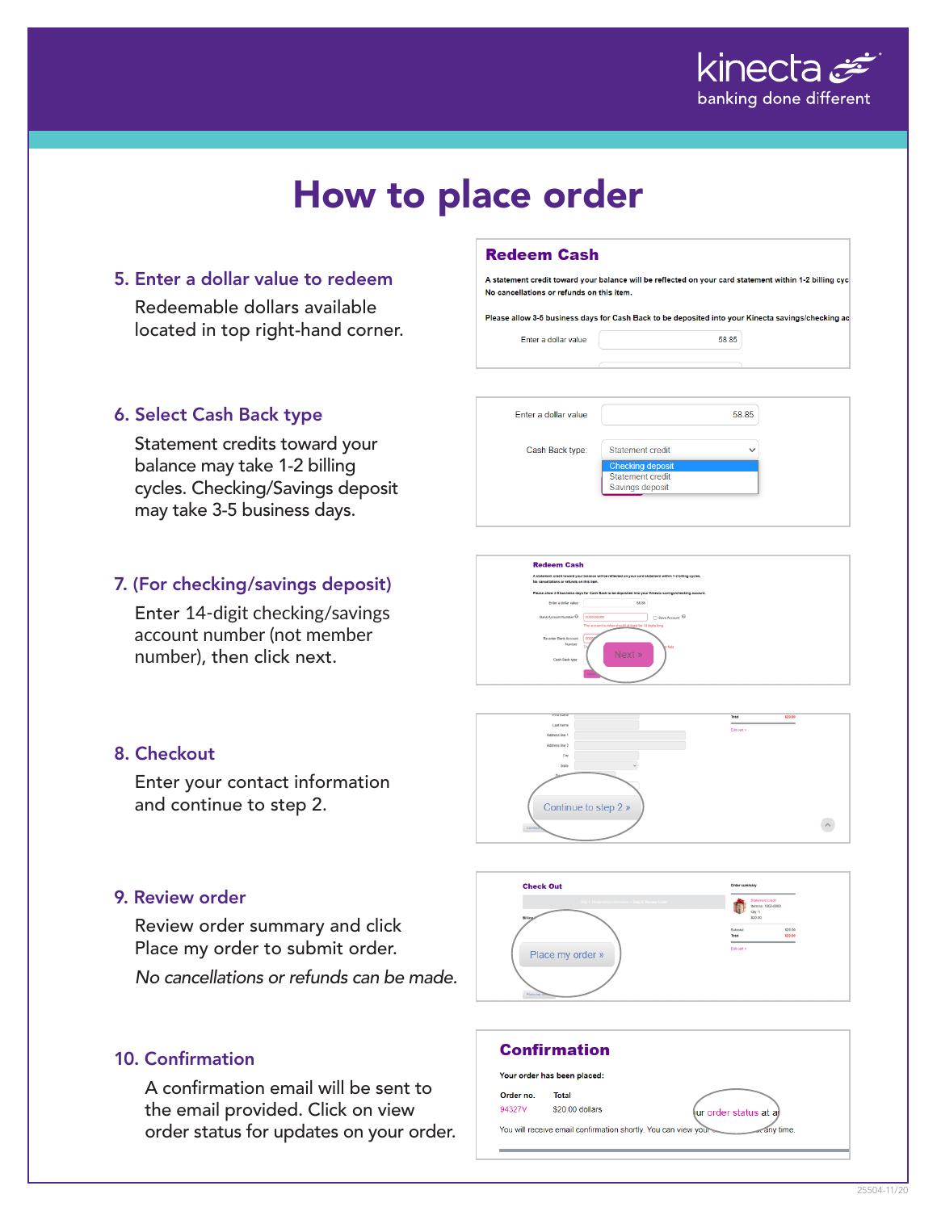# How to place order

## 5. Enter a dollar value to redeem

Redeemable dollars available located in top right-hand corner.

**Redeem Cash**

A statement credit toward your balance will be reflected on your card statement within 1-2 billing cyc
No cancellations or refunds on this item.

Please allow 3-5 business days for Cash Back to be deposited into your Kinecta savings/checking ac

Enter a dollar value 58.85

## 6. Select Cash Back type

Statement credits toward your balance may take 1-2 billing cycles. Checking/Savings deposit may take 3-5 business days.

Enter a dollar value 58.85

Cash Back type: Statement credit

Checking deposit
Statement credit
Savings deposit

## 7. (For checking/savings deposit)

Enter 14-digit checking/savings account number (not member number), then click next.

Next »

## 8. Checkout

Enter your contact information and continue to step 2.

Continue to step 2 »

## 9. Review order

Review order summary and click Place my order to submit order.

*No cancellations or refunds can be made.*

Check Out

Place my order »

## 10. Confirmation

A confirmation email will be sent to the email provided. Click on view order status for updates on your order.

**Confirmation**

Your order has been placed:

| Order no. | Total |
|---|---|
| 94327V | $20.00 dollars |

You will receive email confirmation shortly. You can view your order status at any time.

25504-11/20